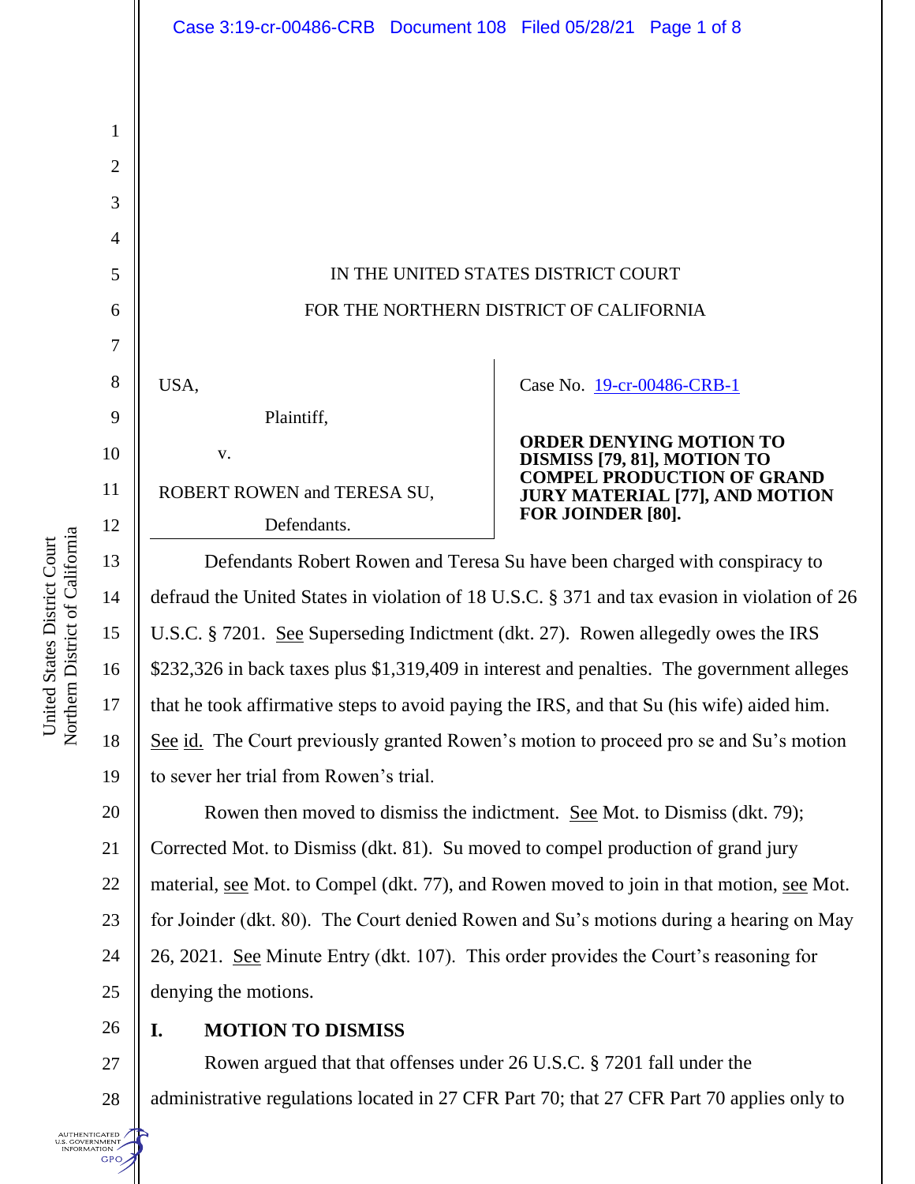IN THE UNITED STATES DISTRICT COURT

FOR THE NORTHERN DISTRICT OF CALIFORNIA

USA,

Plaintiff,

v.

ROBERT ROWEN and TERESA SU,

Defendants.

Case No. 19-cr-00486-CRB-1

**ORDER DENYING MOTION TO DISMISS [79, 81], MOTION TO COMPEL PRODUCTION OF GRAND JURY MATERIAL [77], AND MOTION FOR JOINDER [80].**

Defendants Robert Rowen and Teresa Su have been charged with conspiracy to defraud the United States in violation of 18 U.S.C. § 371 and tax evasion in violation of 26 U.S.C. § 7201. See Superseding Indictment (dkt. 27). Rowen allegedly owes the IRS $232,326 in back taxes plus $1,319,409 in interest and penalties. The government alleges that he took affirmative steps to avoid paying the IRS, and that Su (his wife) aided him. See id. The Court previously granted Rowen's motion to proceed pro se and Su's motion to sever her trial from Rowen's trial.

Rowen then moved to dismiss the indictment. See Mot. to Dismiss (dkt. 79); Corrected Mot. to Dismiss (dkt. 81). Su moved to compel production of grand jury material, see Mot. to Compel (dkt. 77), and Rowen moved to join in that motion, see Mot. for Joinder (dkt. 80). The Court denied Rowen and Su's motions during a hearing on May 26, 2021. See Minute Entry (dkt. 107). This order provides the Court's reasoning for denying the motions.

## I. MOTION TO DISMISS

Rowen argued that that offenses under 26 U.S.C. § 7201 fall under the administrative regulations located in 27 CFR Part 70; that 27 CFR Part 70 applies only to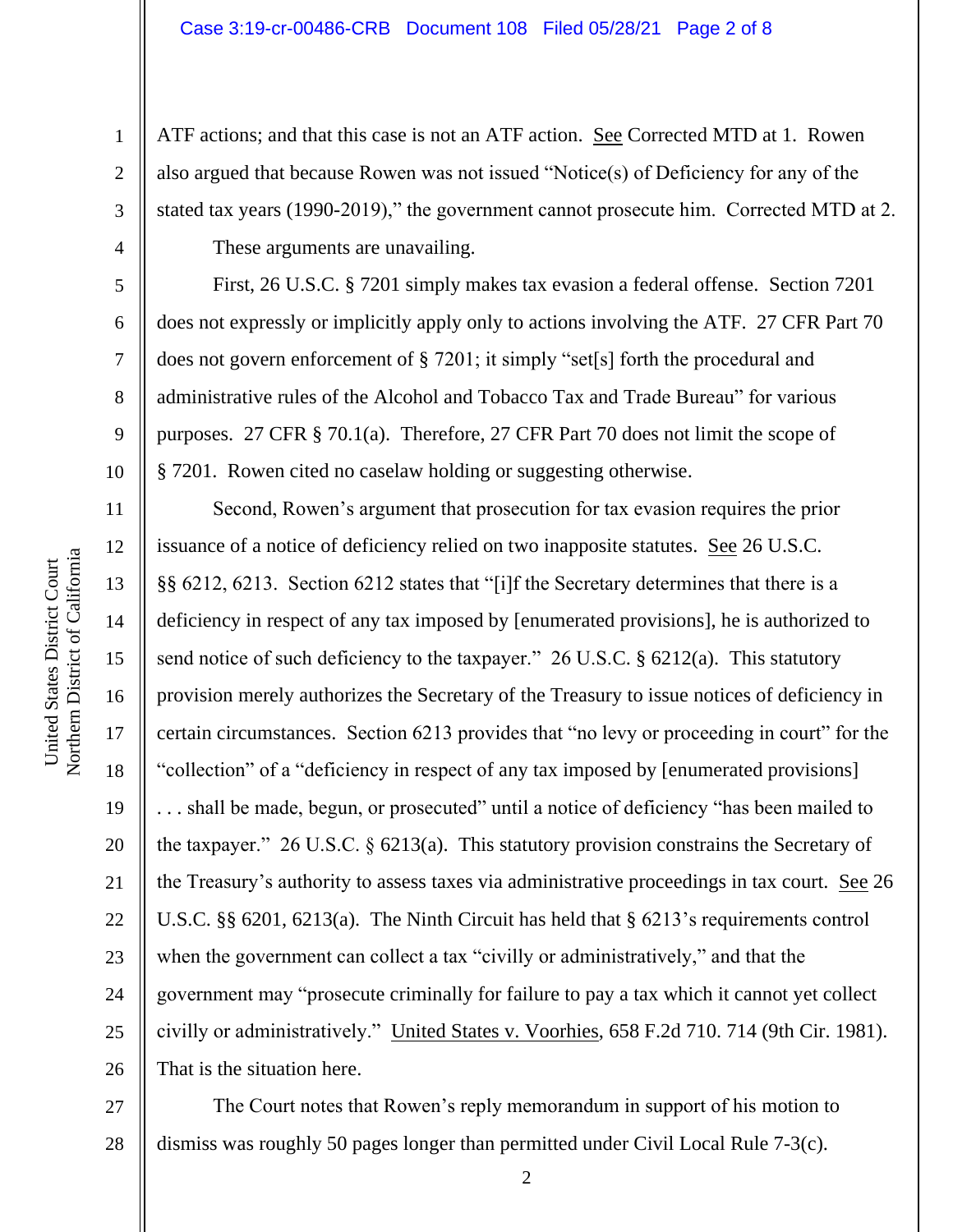ATF actions; and that this case is not an ATF action. See Corrected MTD at 1. Rowen also argued that because Rowen was not issued "Notice(s) of Deficiency for any of the stated tax years (1990-2019)," the government cannot prosecute him. Corrected MTD at 2.

These arguments are unavailing.

First, 26 U.S.C. § 7201 simply makes tax evasion a federal offense. Section 7201 does not expressly or implicitly apply only to actions involving the ATF. 27 CFR Part 70 does not govern enforcement of § 7201; it simply "set[s] forth the procedural and administrative rules of the Alcohol and Tobacco Tax and Trade Bureau" for various purposes. 27 CFR § 70.1(a). Therefore, 27 CFR Part 70 does not limit the scope of § 7201. Rowen cited no caselaw holding or suggesting otherwise.

Second, Rowen's argument that prosecution for tax evasion requires the prior issuance of a notice of deficiency relied on two inapposite statutes. See 26 U.S.C. §§ 6212, 6213. Section 6212 states that "[i]f the Secretary determines that there is a deficiency in respect of any tax imposed by [enumerated provisions], he is authorized to send notice of such deficiency to the taxpayer." 26 U.S.C. § 6212(a). This statutory provision merely authorizes the Secretary of the Treasury to issue notices of deficiency in certain circumstances. Section 6213 provides that "no levy or proceeding in court" for the "collection" of a "deficiency in respect of any tax imposed by [enumerated provisions] . . . shall be made, begun, or prosecuted" until a notice of deficiency "has been mailed to the taxpayer." 26 U.S.C. § 6213(a). This statutory provision constrains the Secretary of the Treasury's authority to assess taxes via administrative proceedings in tax court. See 26 U.S.C. §§ 6201, 6213(a). The Ninth Circuit has held that § 6213's requirements control when the government can collect a tax "civilly or administratively," and that the government may "prosecute criminally for failure to pay a tax which it cannot yet collect civilly or administratively." United States v. Voorhies, 658 F.2d 710. 714 (9th Cir. 1981). That is the situation here.

The Court notes that Rowen's reply memorandum in support of his motion to dismiss was roughly 50 pages longer than permitted under Civil Local Rule 7-3(c).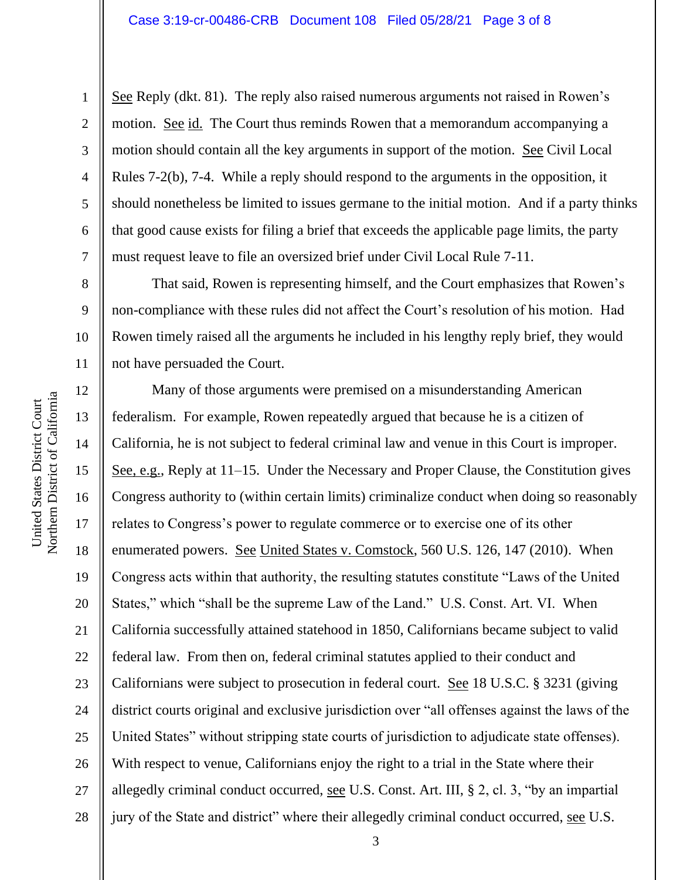See Reply (dkt. 81). The reply also raised numerous arguments not raised in Rowen's motion. See id. The Court thus reminds Rowen that a memorandum accompanying a motion should contain all the key arguments in support of the motion. See Civil Local Rules 7-2(b), 7-4. While a reply should respond to the arguments in the opposition, it should nonetheless be limited to issues germane to the initial motion. And if a party thinks that good cause exists for filing a brief that exceeds the applicable page limits, the party must request leave to file an oversized brief under Civil Local Rule 7-11.

That said, Rowen is representing himself, and the Court emphasizes that Rowen's non-compliance with these rules did not affect the Court's resolution of his motion. Had Rowen timely raised all the arguments he included in his lengthy reply brief, they would not have persuaded the Court.

Many of those arguments were premised on a misunderstanding American federalism. For example, Rowen repeatedly argued that because he is a citizen of California, he is not subject to federal criminal law and venue in this Court is improper. See, e.g., Reply at 11–15. Under the Necessary and Proper Clause, the Constitution gives Congress authority to (within certain limits) criminalize conduct when doing so reasonably relates to Congress's power to regulate commerce or to exercise one of its other enumerated powers. See United States v. Comstock, 560 U.S. 126, 147 (2010). When Congress acts within that authority, the resulting statutes constitute "Laws of the United States," which "shall be the supreme Law of the Land." U.S. Const. Art. VI. When California successfully attained statehood in 1850, Californians became subject to valid federal law. From then on, federal criminal statutes applied to their conduct and Californians were subject to prosecution in federal court. See 18 U.S.C. § 3231 (giving district courts original and exclusive jurisdiction over "all offenses against the laws of the United States" without stripping state courts of jurisdiction to adjudicate state offenses). With respect to venue, Californians enjoy the right to a trial in the State where their allegedly criminal conduct occurred, see U.S. Const. Art. III, § 2, cl. 3, "by an impartial jury of the State and district" where their allegedly criminal conduct occurred, see U.S.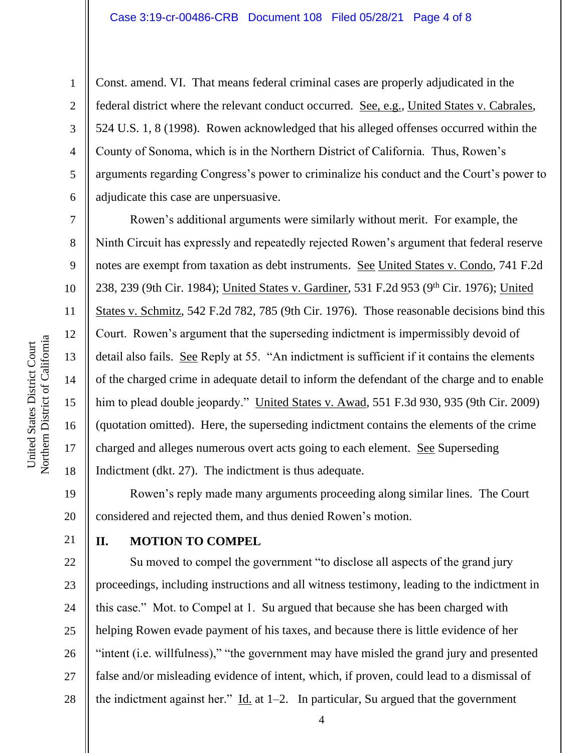Const. amend. VI. That means federal criminal cases are properly adjudicated in the federal district where the relevant conduct occurred. See, e.g., United States v. Cabrales, 524 U.S. 1, 8 (1998). Rowen acknowledged that his alleged offenses occurred within the County of Sonoma, which is in the Northern District of California. Thus, Rowen's arguments regarding Congress's power to criminalize his conduct and the Court's power to adjudicate this case are unpersuasive.

Rowen's additional arguments were similarly without merit. For example, the Ninth Circuit has expressly and repeatedly rejected Rowen's argument that federal reserve notes are exempt from taxation as debt instruments. See United States v. Condo, 741 F.2d 238, 239 (9th Cir. 1984); United States v. Gardiner, 531 F.2d 953 (9th Cir. 1976); United States v. Schmitz, 542 F.2d 782, 785 (9th Cir. 1976). Those reasonable decisions bind this Court. Rowen's argument that the superseding indictment is impermissibly devoid of detail also fails. See Reply at 55. "An indictment is sufficient if it contains the elements of the charged crime in adequate detail to inform the defendant of the charge and to enable him to plead double jeopardy." United States v. Awad, 551 F.3d 930, 935 (9th Cir. 2009) (quotation omitted). Here, the superseding indictment contains the elements of the crime charged and alleges numerous overt acts going to each element. See Superseding Indictment (dkt. 27). The indictment is thus adequate.

Rowen's reply made many arguments proceeding along similar lines. The Court considered and rejected them, and thus denied Rowen's motion.

## II. MOTION TO COMPEL

Su moved to compel the government "to disclose all aspects of the grand jury proceedings, including instructions and all witness testimony, leading to the indictment in this case." Mot. to Compel at 1. Su argued that because she has been charged with helping Rowen evade payment of his taxes, and because there is little evidence of her "intent (i.e. willfulness)," "the government may have misled the grand jury and presented false and/or misleading evidence of intent, which, if proven, could lead to a dismissal of the indictment against her." Id. at 1–2. In particular, Su argued that the government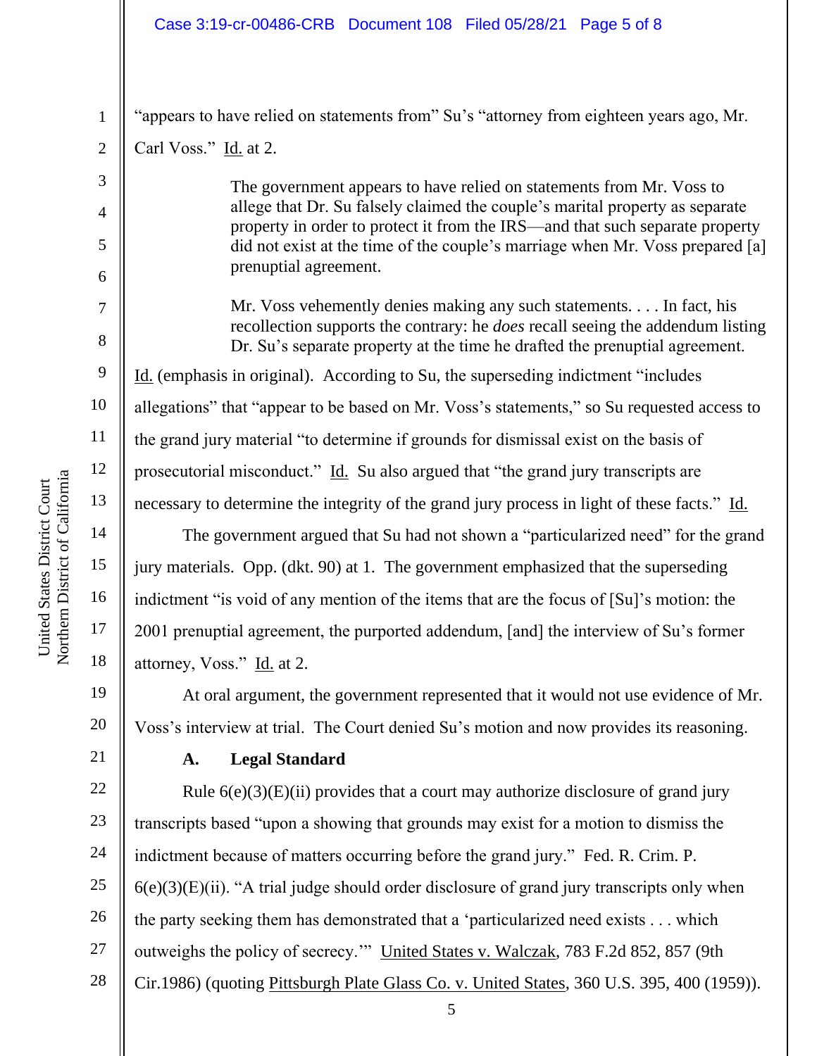"appears to have relied on statements from" Su's "attorney from eighteen years ago, Mr. Carl Voss." Id. at 2.

> The government appears to have relied on statements from Mr. Voss to allege that Dr. Su falsely claimed the couple's marital property as separate property in order to protect it from the IRS—and that such separate property did not exist at the time of the couple's marriage when Mr. Voss prepared [a] prenuptial agreement.
>
> Mr. Voss vehemently denies making any such statements. . . . In fact, his recollection supports the contrary: he *does* recall seeing the addendum listing Dr. Su's separate property at the time he drafted the prenuptial agreement.

Id. (emphasis in original). According to Su, the superseding indictment "includes allegations" that "appear to be based on Mr. Voss's statements," so Su requested access to the grand jury material "to determine if grounds for dismissal exist on the basis of prosecutorial misconduct." Id. Su also argued that "the grand jury transcripts are necessary to determine the integrity of the grand jury process in light of these facts." Id.

The government argued that Su had not shown a "particularized need" for the grand jury materials. Opp. (dkt. 90) at 1. The government emphasized that the superseding indictment "is void of any mention of the items that are the focus of [Su]'s motion: the 2001 prenuptial agreement, the purported addendum, [and] the interview of Su's former attorney, Voss." Id. at 2.

At oral argument, the government represented that it would not use evidence of Mr. Voss's interview at trial. The Court denied Su's motion and now provides its reasoning.

### A. Legal Standard

Rule 6(e)(3)(E)(ii) provides that a court may authorize disclosure of grand jury transcripts based "upon a showing that grounds may exist for a motion to dismiss the indictment because of matters occurring before the grand jury." Fed. R. Crim. P. 6(e)(3)(E)(ii). "A trial judge should order disclosure of grand jury transcripts only when the party seeking them has demonstrated that a 'particularized need exists . . . which outweighs the policy of secrecy.'" United States v. Walczak, 783 F.2d 852, 857 (9th Cir.1986) (quoting Pittsburgh Plate Glass Co. v. United States, 360 U.S. 395, 400 (1959)).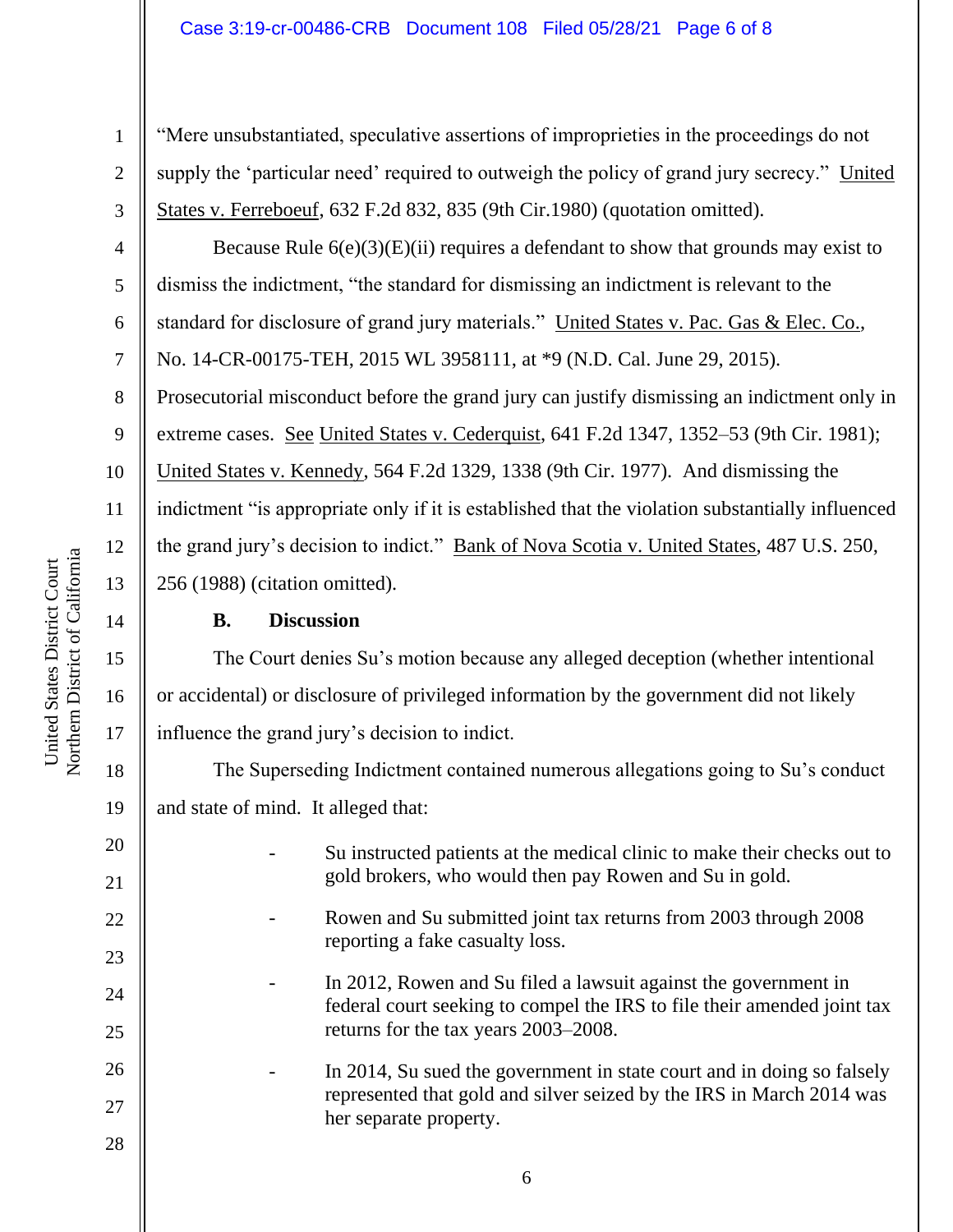"Mere unsubstantiated, speculative assertions of improprieties in the proceedings do not supply the 'particular need' required to outweigh the policy of grand jury secrecy." United States v. Ferreboeuf, 632 F.2d 832, 835 (9th Cir.1980) (quotation omitted).

Because Rule 6(e)(3)(E)(ii) requires a defendant to show that grounds may exist to dismiss the indictment, "the standard for dismissing an indictment is relevant to the standard for disclosure of grand jury materials." United States v. Pac. Gas & Elec. Co., No. 14-CR-00175-TEH, 2015 WL 3958111, at *9 (N.D. Cal. June 29, 2015). Prosecutorial misconduct before the grand jury can justify dismissing an indictment only in extreme cases. See United States v. Cederquist, 641 F.2d 1347, 1352–53 (9th Cir. 1981); United States v. Kennedy, 564 F.2d 1329, 1338 (9th Cir. 1977). And dismissing the indictment "is appropriate only if it is established that the violation substantially influenced the grand jury's decision to indict." Bank of Nova Scotia v. United States, 487 U.S. 250, 256 (1988) (citation omitted).

### B. Discussion

The Court denies Su's motion because any alleged deception (whether intentional or accidental) or disclosure of privileged information by the government did not likely influence the grand jury's decision to indict.

The Superseding Indictment contained numerous allegations going to Su's conduct and state of mind. It alleged that:

- Su instructed patients at the medical clinic to make their checks out to gold brokers, who would then pay Rowen and Su in gold.
- Rowen and Su submitted joint tax returns from 2003 through 2008 reporting a fake casualty loss.
- In 2012, Rowen and Su filed a lawsuit against the government in federal court seeking to compel the IRS to file their amended joint tax returns for the tax years 2003–2008.
- In 2014, Su sued the government in state court and in doing so falsely represented that gold and silver seized by the IRS in March 2014 was her separate property.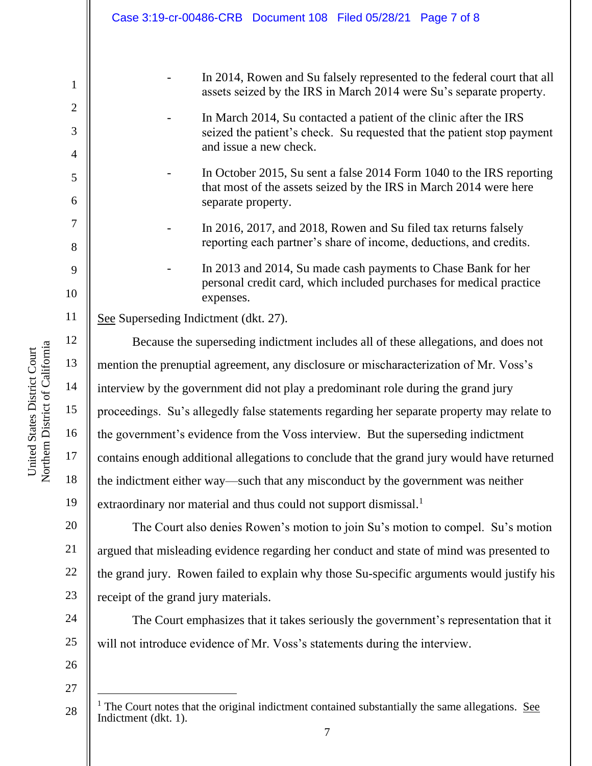- In 2014, Rowen and Su falsely represented to the federal court that all assets seized by the IRS in March 2014 were Su's separate property.
- In March 2014, Su contacted a patient of the clinic after the IRS seized the patient's check. Su requested that the patient stop payment and issue a new check.
- In October 2015, Su sent a false 2014 Form 1040 to the IRS reporting that most of the assets seized by the IRS in March 2014 were here separate property.
- In 2016, 2017, and 2018, Rowen and Su filed tax returns falsely reporting each partner's share of income, deductions, and credits.
- In 2013 and 2014, Su made cash payments to Chase Bank for her personal credit card, which included purchases for medical practice expenses.

See Superseding Indictment (dkt. 27).

Because the superseding indictment includes all of these allegations, and does not mention the prenuptial agreement, any disclosure or mischaracterization of Mr. Voss's interview by the government did not play a predominant role during the grand jury proceedings. Su's allegedly false statements regarding her separate property may relate to the government's evidence from the Voss interview. But the superseding indictment contains enough additional allegations to conclude that the grand jury would have returned the indictment either way—such that any misconduct by the government was neither extraordinary nor material and thus could not support dismissal.[1]

The Court also denies Rowen's motion to join Su's motion to compel. Su's motion argued that misleading evidence regarding her conduct and state of mind was presented to the grand jury. Rowen failed to explain why those Su-specific arguments would justify his receipt of the grand jury materials.

The Court emphasizes that it takes seriously the government's representation that it will not introduce evidence of Mr. Voss's statements during the interview.

[1] The Court notes that the original indictment contained substantially the same allegations. See Indictment (dkt. 1).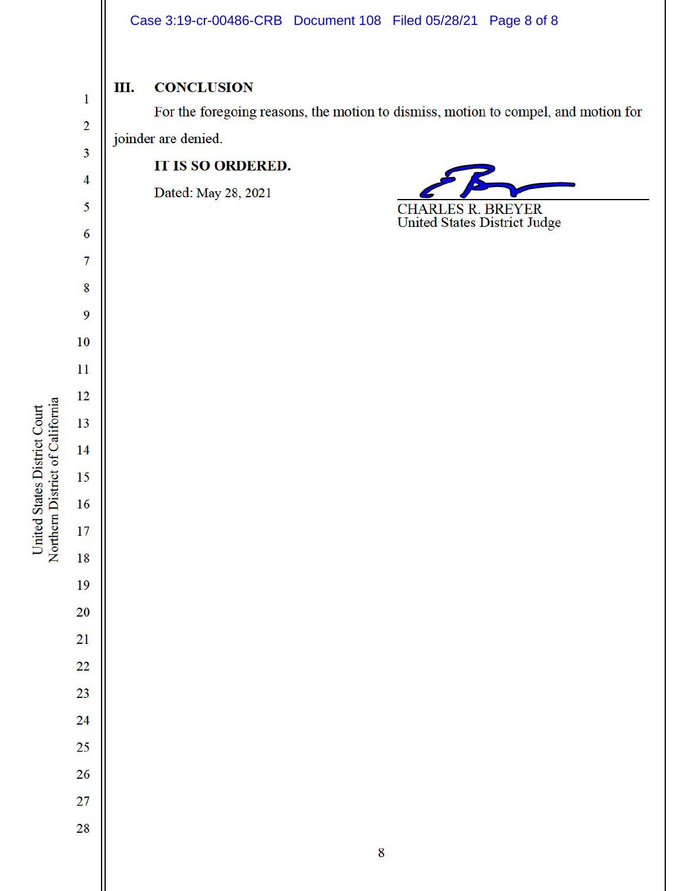## III. CONCLUSION

For the foregoing reasons, the motion to dismiss, motion to compel, and motion for joinder are denied.

**IT IS SO ORDERED.**

Dated: May 28, 2021

CHARLES R. BREYER
United States District Judge